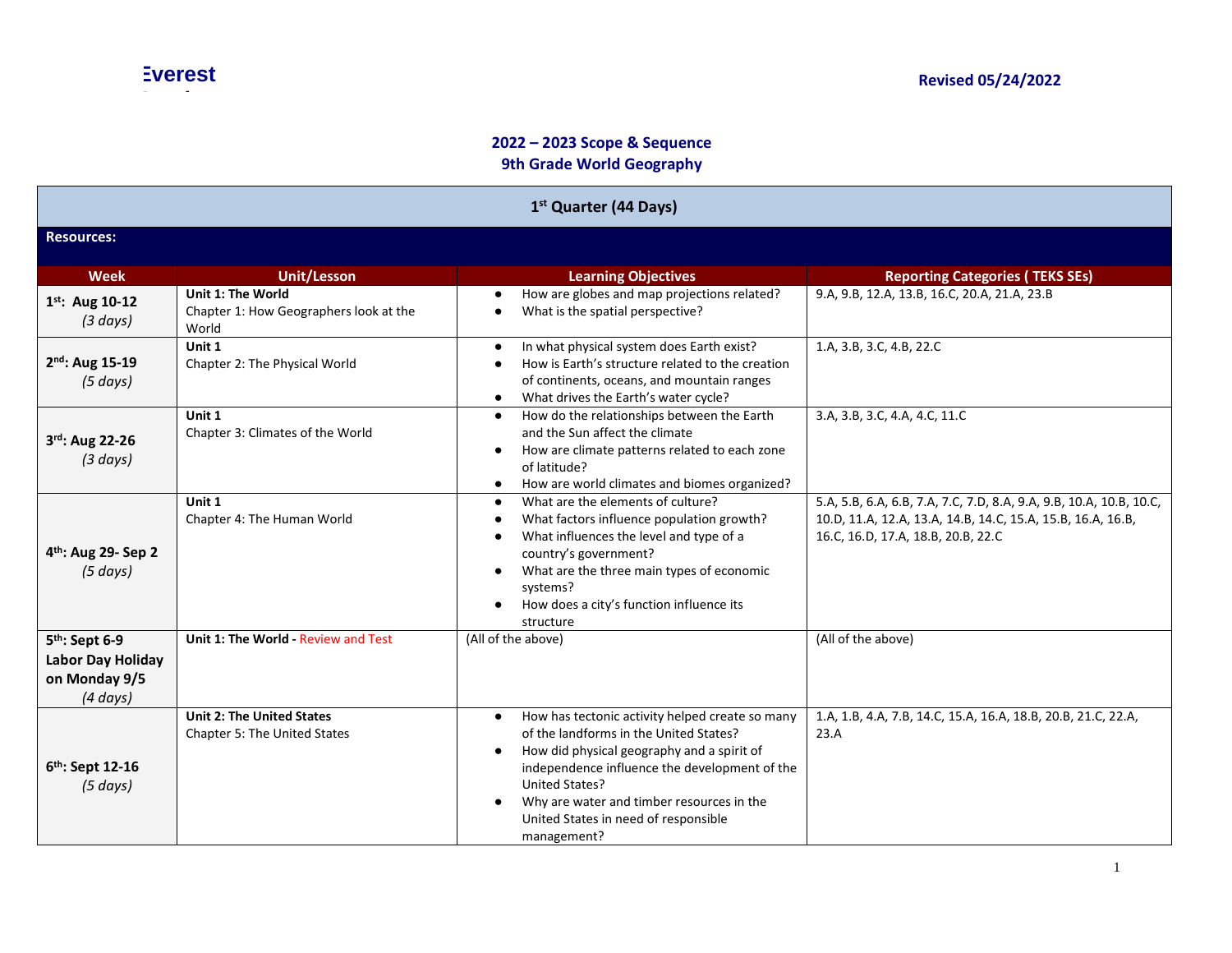Everest

Revised 05/24/2022

## 2022 – 2023 Scope & Sequence
## 9th Grade World Geography

| 1st Quarter (44 Days) | | | |
|---|---|---|---|
| **Resources:** | | | |
| **Week** | **Unit/Lesson** | **Learning Objectives** | **Reporting Categories ( TEKS SEs)** |
| **1st: Aug 10-12** *(3 days)* | **Unit 1: The World** Chapter 1: How Geographers look at the World | • How are globes and map projections related? • What is the spatial perspective? | 9.A, 9.B, 12.A, 13.B, 16.C, 20.A, 21.A, 23.B |
| **2nd: Aug 15-19** *(5 days)* | **Unit 1** Chapter 2: The Physical World | • In what physical system does Earth exist? • How is Earth's structure related to the creation of continents, oceans, and mountain ranges • What drives the Earth's water cycle? | 1.A, 3.B, 3.C, 4.B, 22.C |
| **3rd: Aug 22-26** *(3 days)* | **Unit 1** Chapter 3: Climates of the World | • How do the relationships between the Earth and the Sun affect the climate • How are climate patterns related to each zone of latitude? • How are world climates and biomes organized? | 3.A, 3.B, 3.C, 4.A, 4.C, 11.C |
| **4th: Aug 29- Sep 2** *(5 days)* | **Unit 1** Chapter 4: The Human World | • What are the elements of culture? • What factors influence population growth? • What influences the level and type of a country's government? • What are the three main types of economic systems? • How does a city's function influence its structure | 5.A, 5.B, 6.A, 6.B, 7.A, 7.C, 7.D, 8.A, 9.A, 9.B, 10.A, 10.B, 10.C, 10.D, 11.A, 12.A, 13.A, 14.B, 14.C, 15.A, 15.B, 16.A, 16.B, 16.C, 16.D, 17.A, 18.B, 20.B, 22.C |
| **5th: Sept 6-9 Labor Day Holiday on Monday 9/5** *(4 days)* | **Unit 1: The World** - Review and Test | (All of the above) | (All of the above) |
| **6th: Sept 12-16** *(5 days)* | **Unit 2: The United States** Chapter 5: The United States | • How has tectonic activity helped create so many of the landforms in the United States? • How did physical geography and a spirit of independence influence the development of the United States? • Why are water and timber resources in the United States in need of responsible management? | 1.A, 1.B, 4.A, 7.B, 14.C, 15.A, 16.A, 18.B, 20.B, 21.C, 22.A, 23.A |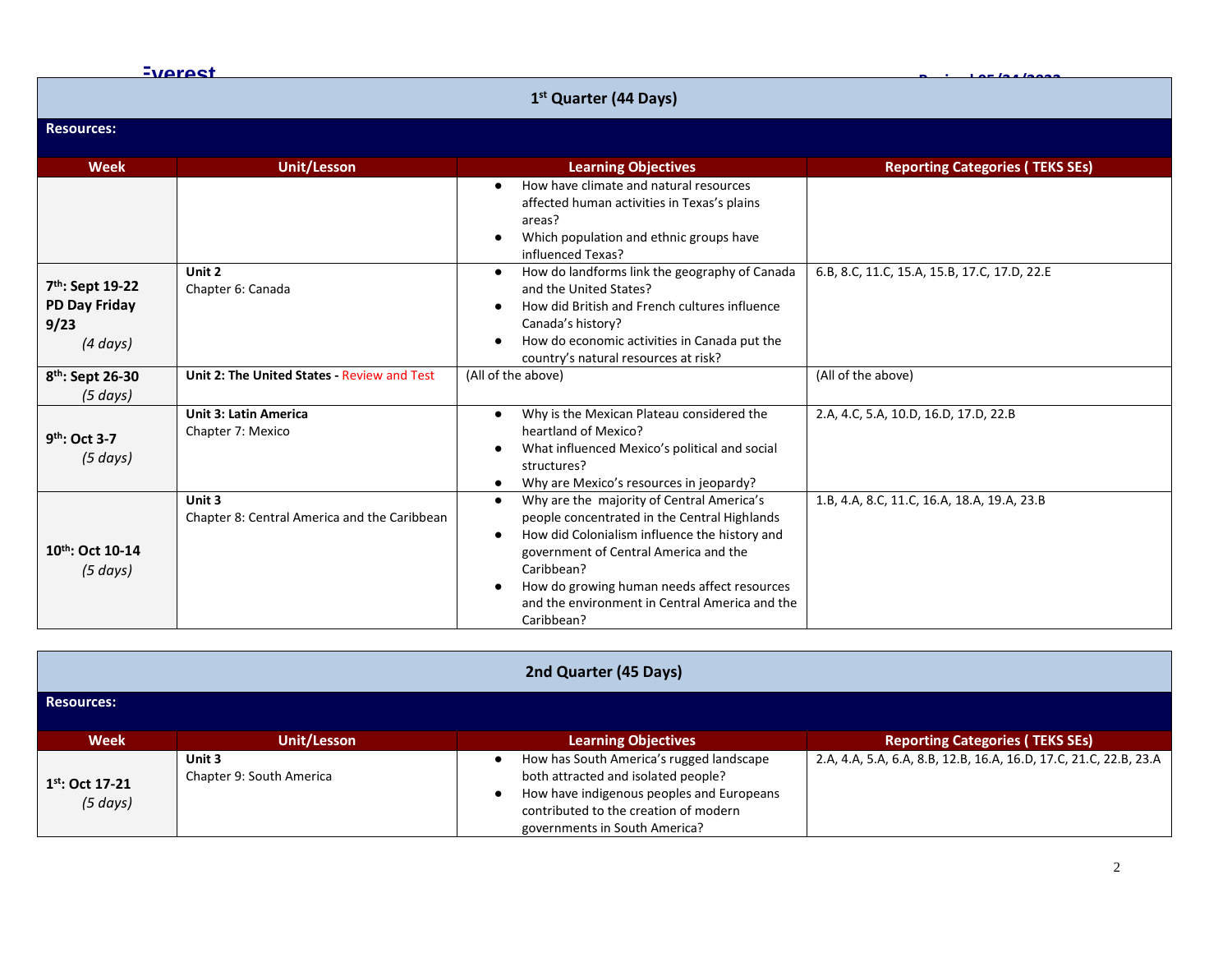## 1st Quarter (44 Days)

**Resources:**

| Week | Unit/Lesson | Learning Objectives | Reporting Categories ( TEKS SEs) |
|---|---|---|---|
| | | • How have climate and natural resources affected human activities in Texas's plains areas?<br>• Which population and ethnic groups have influenced Texas? | |
| **7th: Sept 19-22**<br>**PD Day Friday 9/23**<br>*(4 days)* | **Unit 2**<br>Chapter 6: Canada | • How do landforms link the geography of Canada and the United States?<br>• How did British and French cultures influence Canada's history?<br>• How do economic activities in Canada put the country's natural resources at risk? | 6.B, 8.C, 11.C, 15.A, 15.B, 17.C, 17.D, 22.E |
| **8th: Sept 26-30**<br>*(5 days)* | **Unit 2: The United States -** Review and Test | (All of the above) | (All of the above) |
| **9th: Oct 3-7**<br>*(5 days)* | **Unit 3: Latin America**<br>Chapter 7: Mexico | • Why is the Mexican Plateau considered the heartland of Mexico?<br>• What influenced Mexico's political and social structures?<br>• Why are Mexico's resources in jeopardy? | 2.A, 4.C, 5.A, 10.D, 16.D, 17.D, 22.B |
| **10th: Oct 10-14**<br>*(5 days)* | **Unit 3**<br>Chapter 8: Central America and the Caribbean | • Why are the majority of Central America's people concentrated in the Central Highlands<br>• How did Colonialism influence the history and government of Central America and the Caribbean?<br>• How do growing human needs affect resources and the environment in Central America and the Caribbean? | 1.B, 4.A, 8.C, 11.C, 16.A, 18.A, 19.A, 23.B |

## 2nd Quarter (45 Days)

**Resources:**

| Week | Unit/Lesson | Learning Objectives | Reporting Categories ( TEKS SEs) |
|---|---|---|---|
| **1st: Oct 17-21**<br>*(5 days)* | **Unit 3**<br>Chapter 9: South America | • How has South America's rugged landscape both attracted and isolated people?<br>• How have indigenous peoples and Europeans contributed to the creation of modern governments in South America? | 2.A, 4.A, 5.A, 6.A, 8.B, 12.B, 16.A, 16.D, 17.C, 21.C, 22.B, 23.A |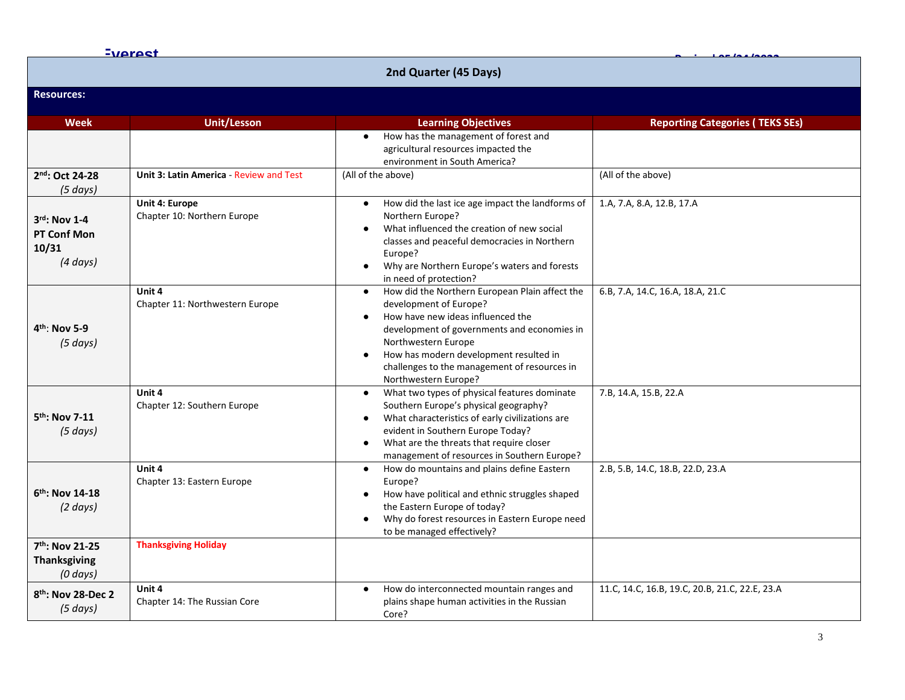| 2nd Quarter (45 Days) | | | |
|---|---|---|---|
| **Resources:** | | | |
| **Week** | **Unit/Lesson** | **Learning Objectives** | **Reporting Categories ( TEKS SEs)** |
| | | • How has the management of forest and agricultural resources impacted the environment in South America? | |
| **2nd: Oct 24-28** *(5 days)* | **Unit 3: Latin America** - Review and Test | (All of the above) | (All of the above) |
| **3rd: Nov 1-4 PT Conf Mon 10/31** *(4 days)* | **Unit 4: Europe** Chapter 10: Northern Europe | • How did the last ice age impact the landforms of Northern Europe? • What influenced the creation of new social classes and peaceful democracies in Northern Europe? • Why are Northern Europe's waters and forests in need of protection? | 1.A, 7.A, 8.A, 12.B, 17.A |
| **4th: Nov 5-9** *(5 days)* | **Unit 4** Chapter 11: Northwestern Europe | • How did the Northern European Plain affect the development of Europe? • How have new ideas influenced the development of governments and economies in Northwestern Europe • How has modern development resulted in challenges to the management of resources in Northwestern Europe? | 6.B, 7.A, 14.C, 16.A, 18.A, 21.C |
| **5th: Nov 7-11** *(5 days)* | **Unit 4** Chapter 12: Southern Europe | • What two types of physical features dominate Southern Europe's physical geography? • What characteristics of early civilizations are evident in Southern Europe Today? • What are the threats that require closer management of resources in Southern Europe? | 7.B, 14.A, 15.B, 22.A |
| **6th: Nov 14-18** *(2 days)* | **Unit 4** Chapter 13: Eastern Europe | • How do mountains and plains define Eastern Europe? • How have political and ethnic struggles shaped the Eastern Europe of today? • Why do forest resources in Eastern Europe need to be managed effectively? | 2.B, 5.B, 14.C, 18.B, 22.D, 23.A |
| **7th: Nov 21-25 Thanksgiving** *(0 days)* | **Thanksgiving Holiday** | | |
| **8th: Nov 28-Dec 2** *(5 days)* | **Unit 4** Chapter 14: The Russian Core | • How do interconnected mountain ranges and plains shape human activities in the Russian Core? | 11.C, 14.C, 16.B, 19.C, 20.B, 21.C, 22.E, 23.A |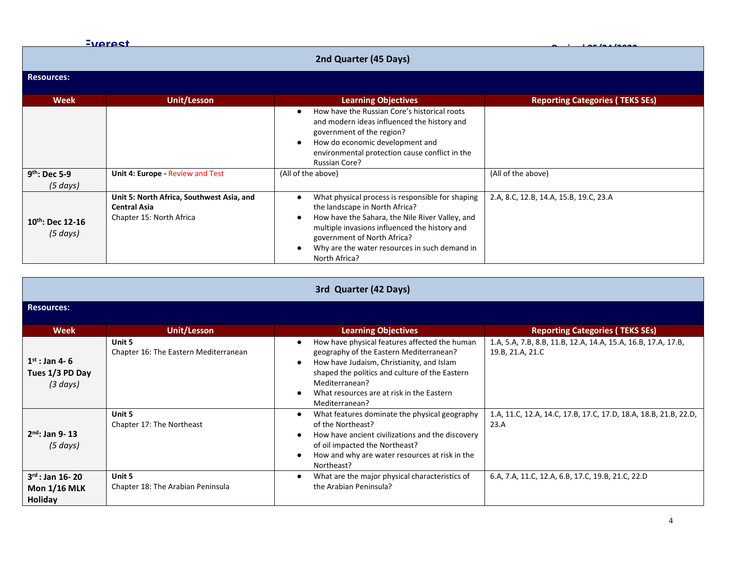## 2nd Quarter (45 Days)

**Resources:**

| Week | Unit/Lesson | Learning Objectives | Reporting Categories ( TEKS SEs) |
|---|---|---|---|
| | | • How have the Russian Core's historical roots and modern ideas influenced the history and government of the region?<br>• How do economic development and environmental protection cause conflict in the Russian Core? | |
| **9th: Dec 5-9**<br>*(5 days)* | **Unit 4: Europe -** Review and Test | (All of the above) | (All of the above) |
| **10th: Dec 12-16**<br>*(5 days)* | **Unit 5: North Africa, Southwest Asia, and Central Asia**<br>Chapter 15: North Africa | • What physical process is responsible for shaping the landscape in North Africa?<br>• How have the Sahara, the Nile River Valley, and multiple invasions influenced the history and government of North Africa?<br>• Why are the water resources in such demand in North Africa? | 2.A, 8.C, 12.B, 14.A, 15.B, 19.C, 23.A |

## 3rd Quarter (42 Days)

**Resources:**

| Week | Unit/Lesson | Learning Objectives | Reporting Categories ( TEKS SEs) |
|---|---|---|---|
| **1st : Jan 4- 6**<br>**Tues 1/3 PD Day**<br>*(3 days)* | **Unit 5**<br>Chapter 16: The Eastern Mediterranean | • How have physical features affected the human geography of the Eastern Mediterranean?<br>• How have Judaism, Christianity, and Islam shaped the politics and culture of the Eastern Mediterranean?<br>• What resources are at risk in the Eastern Mediterranean? | 1.A, 5.A, 7.B, 8.B, 11.B, 12.A, 14.A, 15.A, 16.B, 17.A, 17.B, 19.B, 21.A, 21.C |
| **2nd: Jan 9- 13**<br>*(5 days)* | **Unit 5**<br>Chapter 17: The Northeast | • What features dominate the physical geography of the Northeast?<br>• How have ancient civilizations and the discovery of oil impacted the Northeast?<br>• How and why are water resources at risk in the Northeast? | 1.A, 11.C, 12.A, 14.C, 17.B, 17.C, 17.D, 18.A, 18.B, 21.B, 22.D, 23.A |
| **3rd : Jan 16- 20**<br>**Mon 1/16 MLK Holiday** | **Unit 5**<br>Chapter 18: The Arabian Peninsula | • What are the major physical characteristics of the Arabian Peninsula? | 6.A, 7.A, 11.C, 12.A, 6.B, 17.C, 19.B, 21.C, 22.D |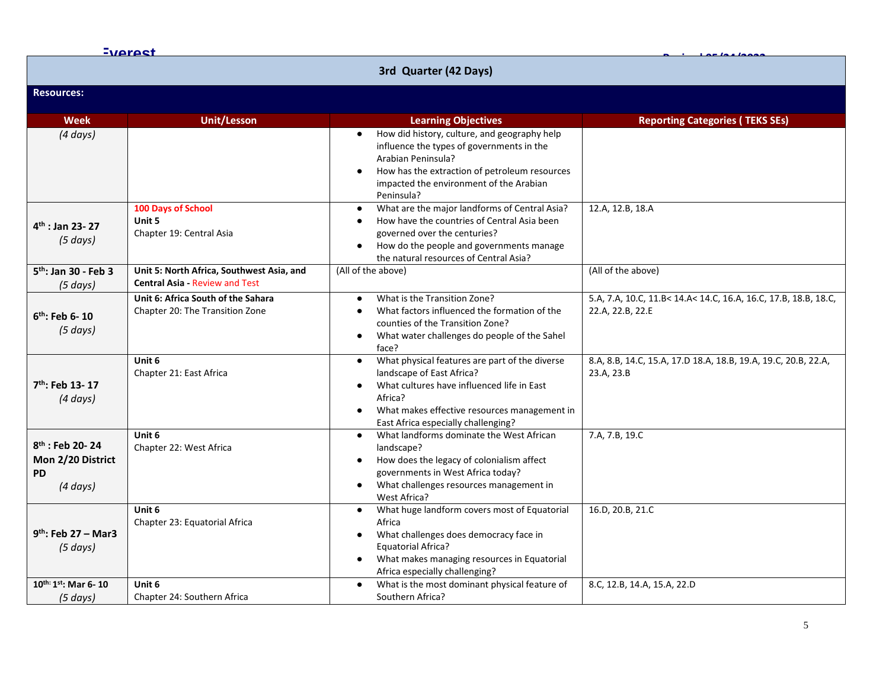## 3rd Quarter (42 Days)

**Resources:**

| Week | Unit/Lesson | Learning Objectives | Reporting Categories ( TEKS SEs) |
|---|---|---|---|
| *(4 days)* | | • How did history, culture, and geography help influence the types of governments in the Arabian Peninsula?<br>• How has the extraction of petroleum resources impacted the environment of the Arabian Peninsula? | |
| **4th : Jan 23- 27**<br>*(5 days)* | **100 Days of School**<br>**Unit 5**<br>Chapter 19: Central Asia | • What are the major landforms of Central Asia?<br>• How have the countries of Central Asia been governed over the centuries?<br>• How do the people and governments manage the natural resources of Central Asia? | 12.A, 12.B, 18.A |
| **5th: Jan 30 - Feb 3**<br>*(5 days)* | **Unit 5: North Africa, Southwest Asia, and Central Asia -** Review and Test | (All of the above) | (All of the above) |
| **6th: Feb 6- 10**<br>*(5 days)* | **Unit 6: Africa South of the Sahara**<br>Chapter 20: The Transition Zone | • What is the Transition Zone?<br>• What factors influenced the formation of the counties of the Transition Zone?<br>• What water challenges do people of the Sahel face? | 5.A, 7.A, 10.C, 11.B< 14.A< 14.C, 16.A, 16.C, 17.B, 18.B, 18.C, 22.A, 22.B, 22.E |
| **7th: Feb 13- 17**<br>*(4 days)* | **Unit 6**<br>Chapter 21: East Africa | • What physical features are part of the diverse landscape of East Africa?<br>• What cultures have influenced life in East Africa?<br>• What makes effective resources management in East Africa especially challenging? | 8.A, 8.B, 14.C, 15.A, 17.D 18.A, 18.B, 19.A, 19.C, 20.B, 22.A, 23.A, 23.B |
| **8th : Feb 20- 24**<br>**Mon 2/20 District PD**<br>*(4 days)* | **Unit 6**<br>Chapter 22: West Africa | • What landforms dominate the West African landscape?<br>• How does the legacy of colonialism affect governments in West Africa today?<br>• What challenges resources management in West Africa? | 7.A, 7.B, 19.C |
| **9th: Feb 27 – Mar3**<br>*(5 days)* | **Unit 6**<br>Chapter 23: Equatorial Africa | • What huge landform covers most of Equatorial Africa<br>• What challenges does democracy face in Equatorial Africa?<br>• What makes managing resources in Equatorial Africa especially challenging? | 16.D, 20.B, 21.C |
| **10th: 1st: Mar 6- 10**<br>*(5 days)* | **Unit 6**<br>Chapter 24: Southern Africa | • What is the most dominant physical feature of Southern Africa? | 8.C, 12.B, 14.A, 15.A, 22.D |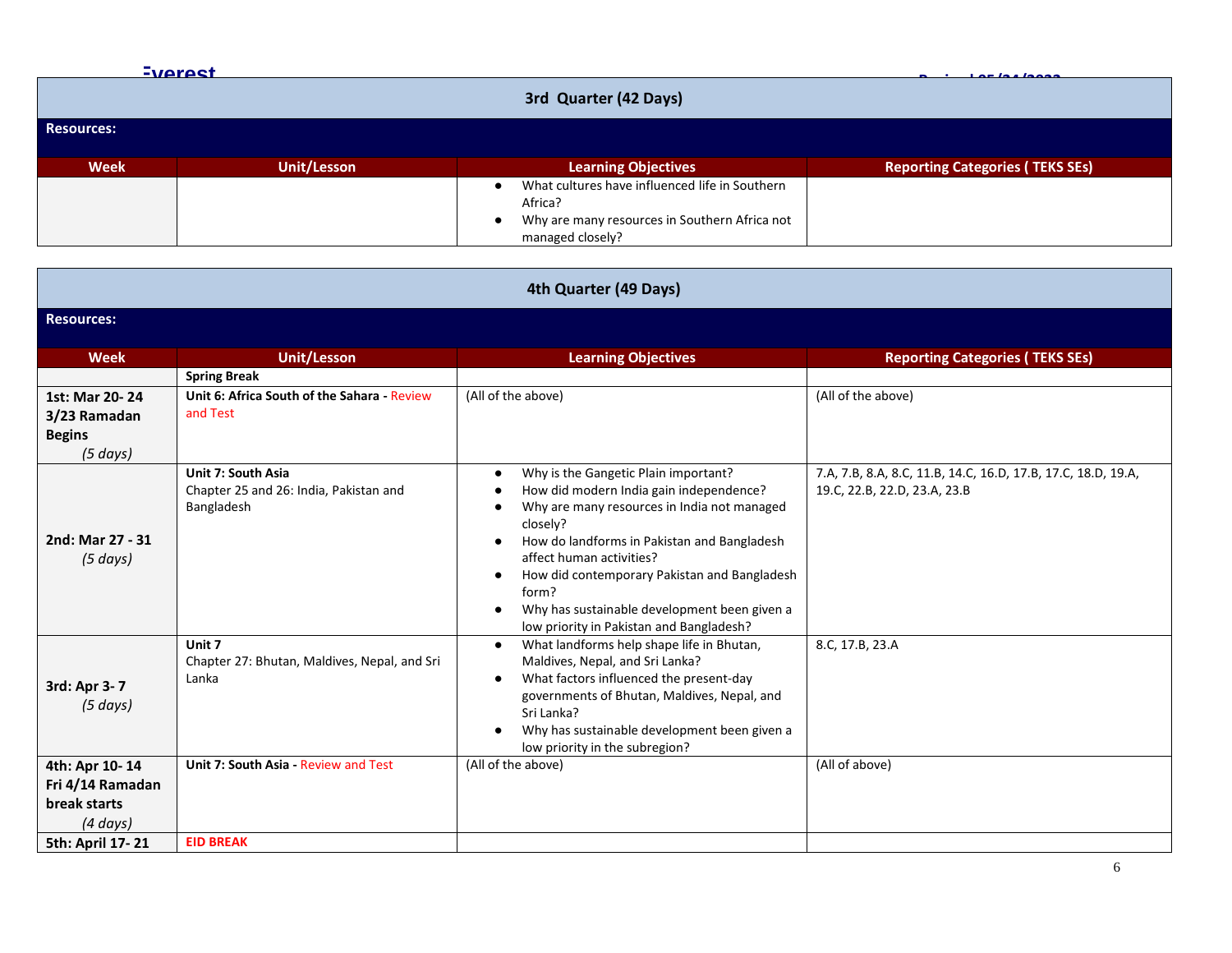## 3rd Quarter (42 Days)

**Resources:**

| Week | Unit/Lesson | Learning Objectives | Reporting Categories ( TEKS SEs) |
|---|---|---|---|
| | | • What cultures have influenced life in Southern Africa? <br> • Why are many resources in Southern Africa not managed closely? | |

## 4th Quarter (49 Days)

**Resources:**

| Week | Unit/Lesson | Learning Objectives | Reporting Categories ( TEKS SEs) |
|---|---|---|---|
| | **Spring Break** | | |
| **1st: Mar 20- 24 3/23 Ramadan Begins** *(5 days)* | **Unit 6: Africa South of the Sahara -** Review and Test | (All of the above) | (All of the above) |
| **2nd: Mar 27 - 31** *(5 days)* | **Unit 7: South Asia** <br> Chapter 25 and 26: India, Pakistan and Bangladesh | • Why is the Gangetic Plain important? <br> • How did modern India gain independence? <br> • Why are many resources in India not managed closely? <br> • How do landforms in Pakistan and Bangladesh affect human activities? <br> • How did contemporary Pakistan and Bangladesh form? <br> • Why has sustainable development been given a low priority in Pakistan and Bangladesh? | 7.A, 7.B, 8.A, 8.C, 11.B, 14.C, 16.D, 17.B, 17.C, 18.D, 19.A, 19.C, 22.B, 22.D, 23.A, 23.B |
| **3rd: Apr 3- 7** *(5 days)* | **Unit 7** <br> Chapter 27: Bhutan, Maldives, Nepal, and Sri Lanka | • What landforms help shape life in Bhutan, Maldives, Nepal, and Sri Lanka? <br> • What factors influenced the present-day governments of Bhutan, Maldives, Nepal, and Sri Lanka? <br> • Why has sustainable development been given a low priority in the subregion? | 8.C, 17.B, 23.A |
| **4th: Apr 10- 14 Fri 4/14 Ramadan break starts** *(4 days)* | **Unit 7: South Asia -** Review and Test | (All of the above) | (All of above) |
| **5th: April 17- 21** | **EID BREAK** | | |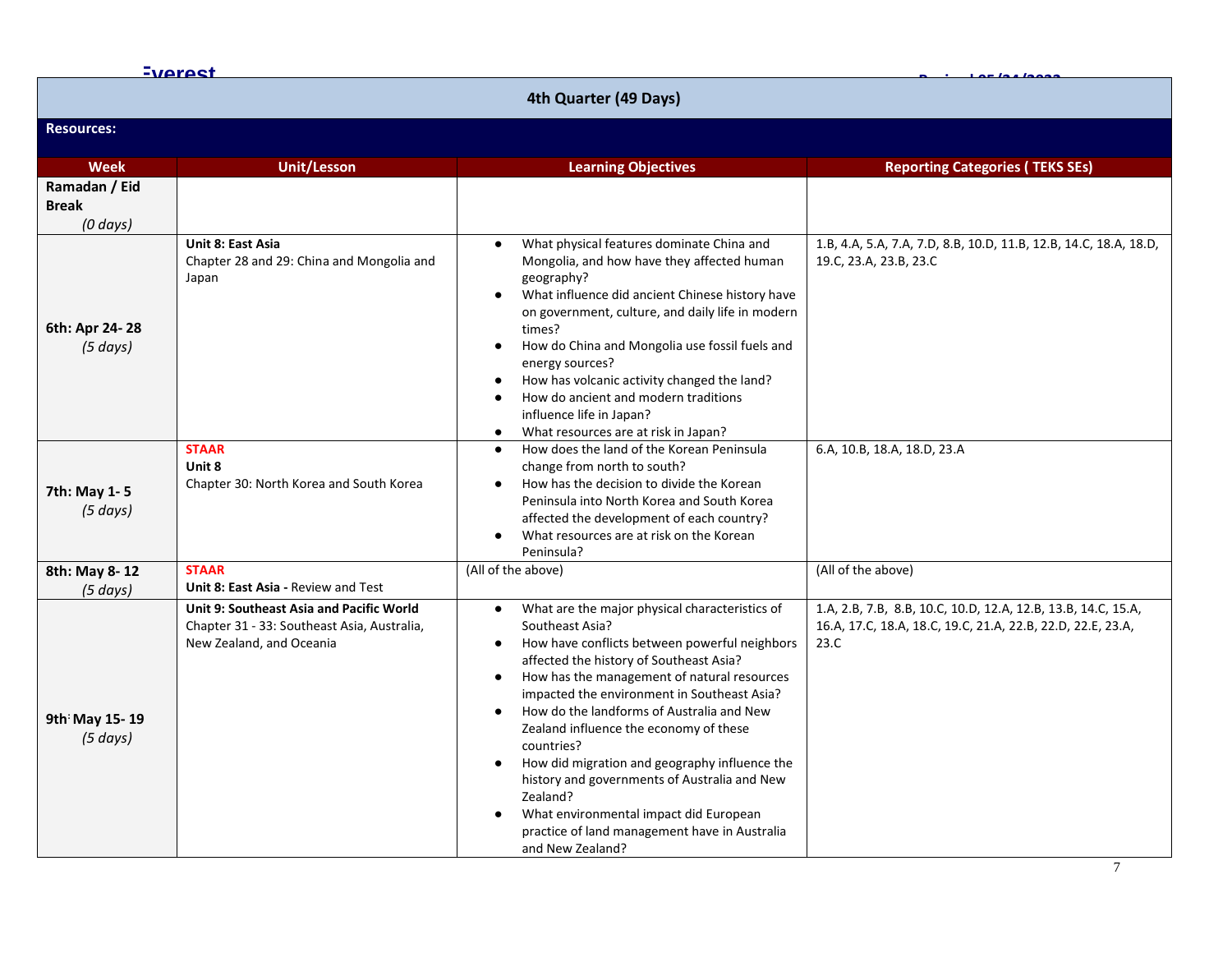| 4th Quarter (49 Days) | | | |
|---|---|---|---|
| **Resources:** | | | |
| **Week** | **Unit/Lesson** | **Learning Objectives** | **Reporting Categories ( TEKS SEs)** |
| **Ramadan / Eid Break** *(0 days)* | | | |
| **6th: Apr 24- 28** *(5 days)* | **Unit 8: East Asia** Chapter 28 and 29: China and Mongolia and Japan | ● What physical features dominate China and Mongolia, and how have they affected human geography? ● What influence did ancient Chinese history have on government, culture, and daily life in modern times? ● How do China and Mongolia use fossil fuels and energy sources? ● How has volcanic activity changed the land? ● How do ancient and modern traditions influence life in Japan? ● What resources are at risk in Japan? | 1.B, 4.A, 5.A, 7.A, 7.D, 8.B, 10.D, 11.B, 12.B, 14.C, 18.A, 18.D, 19.C, 23.A, 23.B, 23.C |
| **7th: May 1- 5** *(5 days)* | **STAAR** **Unit 8** Chapter 30: North Korea and South Korea | ● How does the land of the Korean Peninsula change from north to south? ● How has the decision to divide the Korean Peninsula into North Korea and South Korea affected the development of each country? ● What resources are at risk on the Korean Peninsula? | 6.A, 10.B, 18.A, 18.D, 23.A |
| **8th: May 8- 12** *(5 days)* | **STAAR** **Unit 8: East Asia -** Review and Test | (All of the above) | (All of the above) |
| **9th: May 15- 19** *(5 days)* | **Unit 9: Southeast Asia and Pacific World** Chapter 31 - 33: Southeast Asia, Australia, New Zealand, and Oceania | ● What are the major physical characteristics of Southeast Asia? ● How have conflicts between powerful neighbors affected the history of Southeast Asia? ● How has the management of natural resources impacted the environment in Southeast Asia? ● How do the landforms of Australia and New Zealand influence the economy of these countries? ● How did migration and geography influence the history and governments of Australia and New Zealand? ● What environmental impact did European practice of land management have in Australia and New Zealand? | 1.A, 2.B, 7.B, 8.B, 10.C, 10.D, 12.A, 12.B, 13.B, 14.C, 15.A, 16.A, 17.C, 18.A, 18.C, 19.C, 21.A, 22.B, 22.D, 22.E, 23.A, 23.C |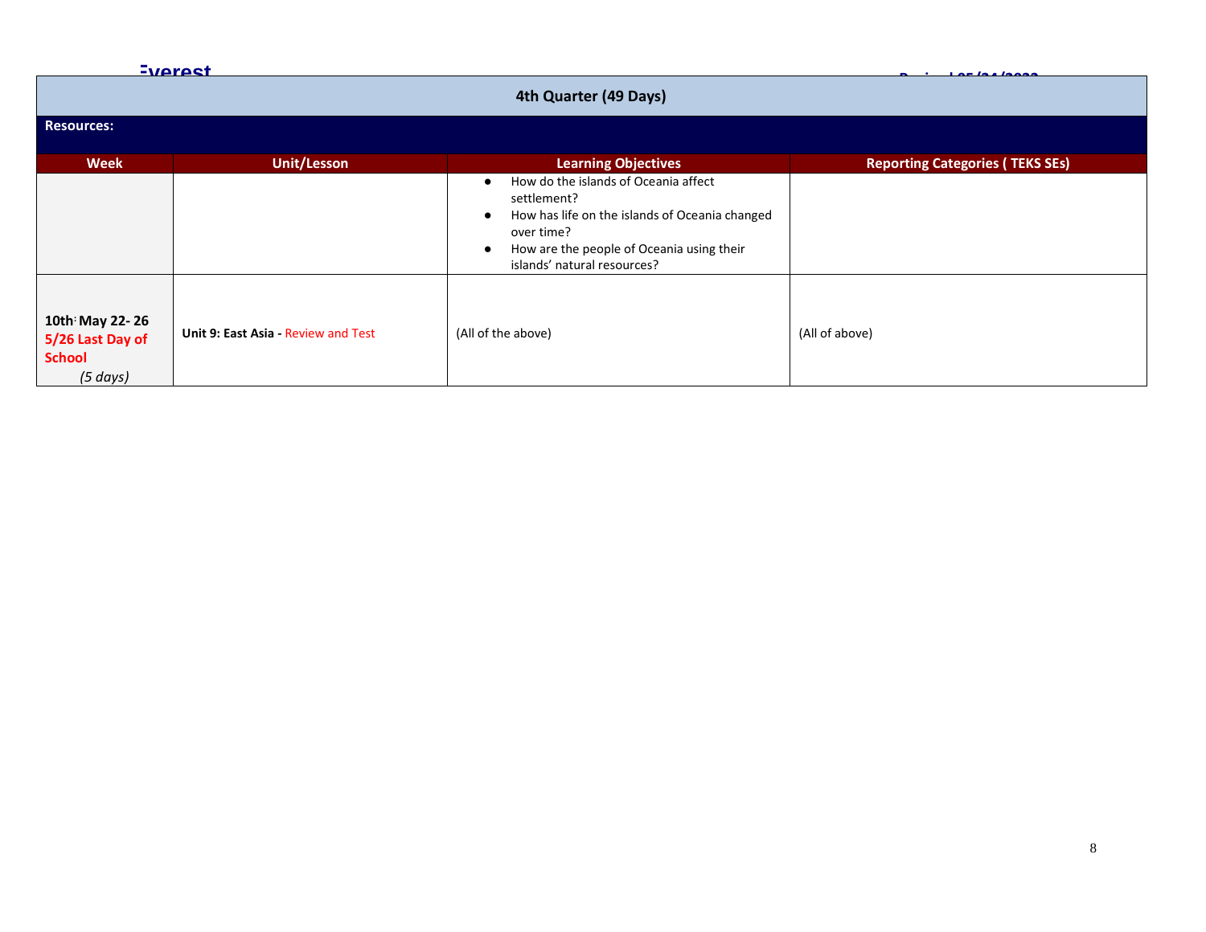| 4th Quarter (49 Days) | | | |
|---|---|---|---|
| **Resources:** | | | |
| **Week** | **Unit/Lesson** | **Learning Objectives** | **Reporting Categories ( TEKS SEs)** |
| | | ● How do the islands of Oceania affect settlement? ● How has life on the islands of Oceania changed over time? ● How are the people of Oceania using their islands' natural resources? | |
| **10th: May 22- 26** **5/26 Last Day of School** *(5 days)* | **Unit 9: East Asia -** Review and Test | (All of the above) | (All of above) |